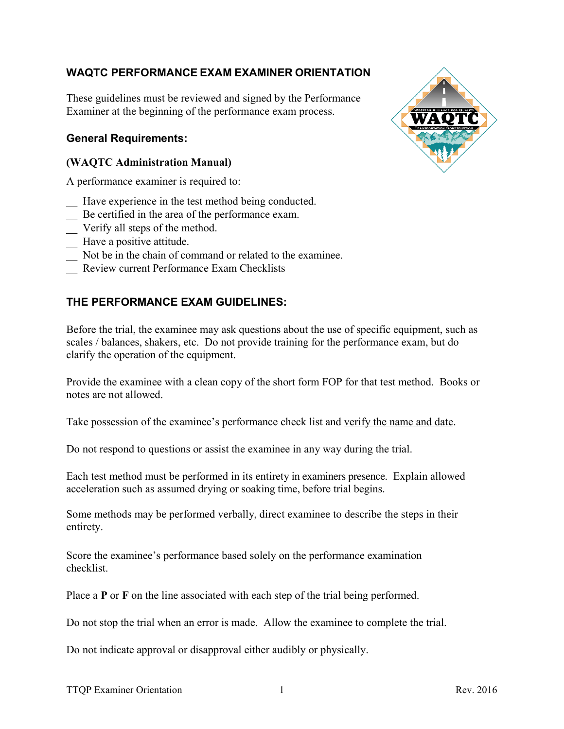# WAQTC PERFORMANCE EXAM EXAMINER ORIENTATION

These guidelines must be reviewed and signed by the Performance Examiner at the beginning of the performance exam process.

## General Requirements:

### (WAQTC Administration Manual)

A performance examiner is required to:

__ Have experience in the test method being conducted.
__ Be certified in the area of the performance exam.
__ Verify all steps of the method.
__ Have a positive attitude.
__ Not be in the chain of command or related to the examinee.
__ Review current Performance Exam Checklists

## THE PERFORMANCE EXAM GUIDELINES:

Before the trial, the examinee may ask questions about the use of specific equipment, such as scales / balances, shakers, etc. Do not provide training for the performance exam, but do clarify the operation of the equipment.

Provide the examinee with a clean copy of the short form FOP for that test method. Books or notes are not allowed.

Take possession of the examinee's performance check list and verify the name and date.

Do not respond to questions or assist the examinee in any way during the trial.

Each test method must be performed in its entirety in examiners presence. Explain allowed acceleration such as assumed drying or soaking time, before trial begins.

Some methods may be performed verbally, direct examinee to describe the steps in their entirety.

Score the examinee's performance based solely on the performance examination checklist.

Place a **P** or **F** on the line associated with each step of the trial being performed.

Do not stop the trial when an error is made. Allow the examinee to complete the trial.

Do not indicate approval or disapproval either audibly or physically.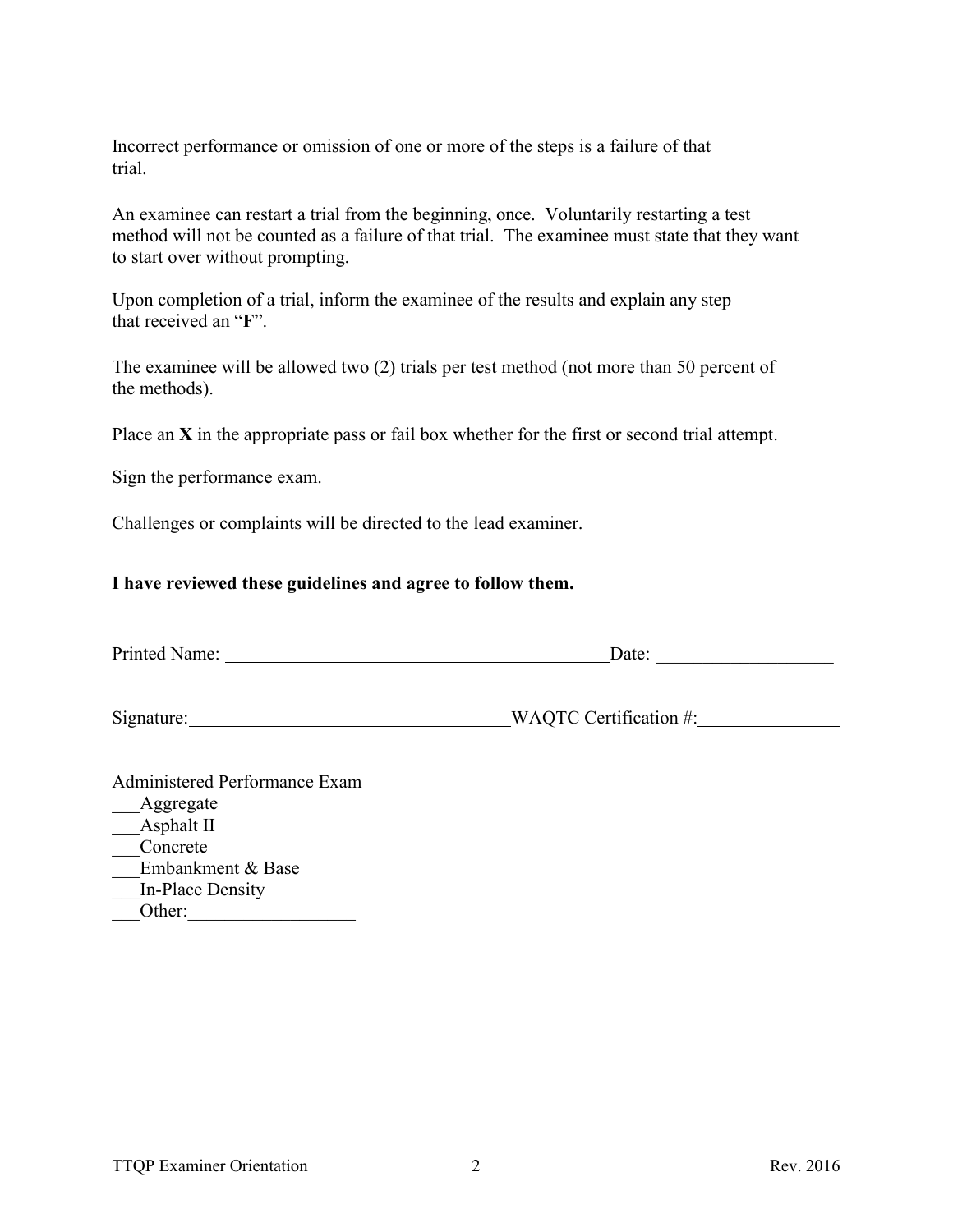Incorrect performance or omission of one or more of the steps is a failure of that trial.

An examinee can restart a trial from the beginning, once. Voluntarily restarting a test method will not be counted as a failure of that trial. The examinee must state that they want to start over without prompting.

Upon completion of a trial, inform the examinee of the results and explain any step that received an "**F**".

The examinee will be allowed two (2) trials per test method (not more than 50 percent of the methods).

Place an **X** in the appropriate pass or fail box whether for the first or second trial attempt.

Sign the performance exam.

Challenges or complaints will be directed to the lead examiner.

**I have reviewed these guidelines and agree to follow them.**

Printed Name: ____________________________________________ Date: ___________________

Signature: ___________________________________ WAQTC Certification #: _______________

Administered Performance Exam

___Aggregate  
___Asphalt II  
___Concrete  
___Embankment & Base  
___In-Place Density  
___Other: __________________